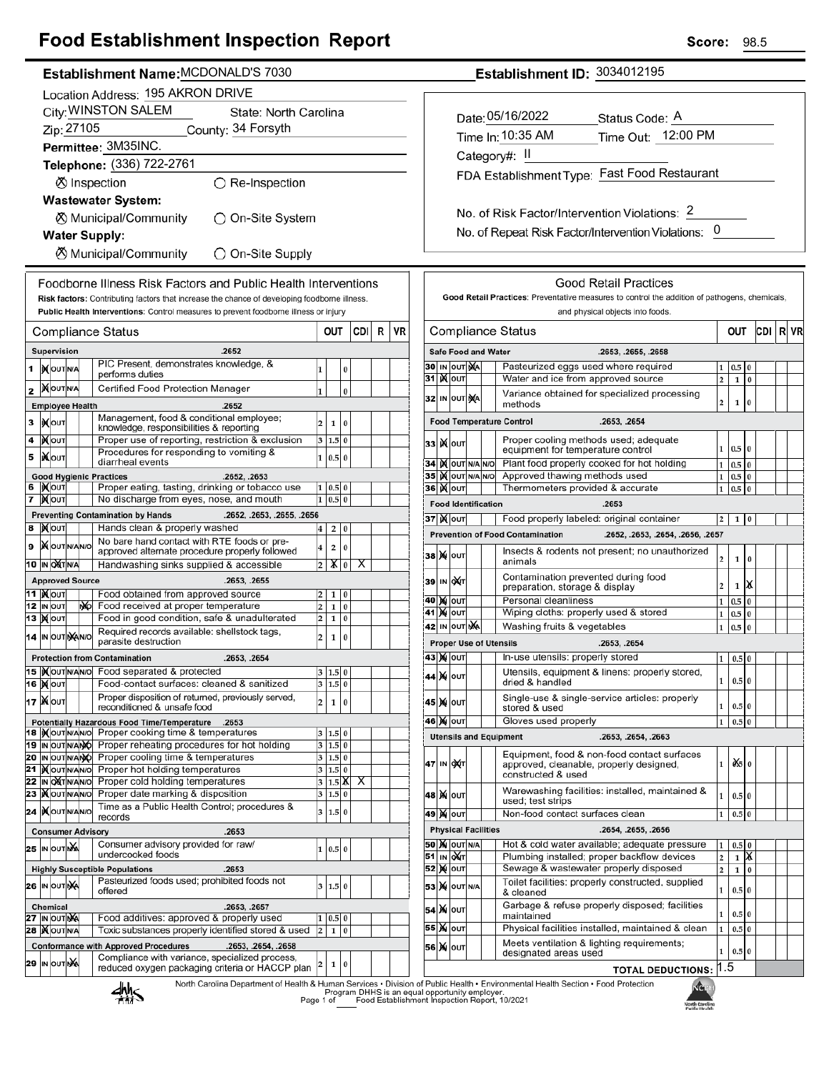# Food Establishment Inspection Report

**Score:** 98.5

**Establishment Name:** MCDONALD'S 7030

**Establishment ID:** 3034012195

Location Address: 195 AKRON DRIVE
City: WINSTON SALEM  State: North Carolina
Zip: 27105  County: 34 Forsyth
Permittee: 3M35INC.
Telephone: (336) 722-2761

⊗ Inspection  ○ Re-Inspection

**Wastewater System:**
⊗ Municipal/Community  ○ On-Site System

**Water Supply:**
⊗ Municipal/Community  ○ On-Site Supply

Date: 05/16/2022  Status Code: A
Time In: 10:35 AM  Time Out: 12:00 PM
Category#: II
FDA Establishment Type: Fast Food Restaurant

No. of Risk Factor/Intervention Violations: 2
No. of Repeat Risk Factor/Intervention Violations: 0

## Foodborne Illness Risk Factors and Public Health Interventions

**Risk factors:** Contributing factors that increase the chance of developing foodborne illness.
**Public Health Interventions:** Control measures to prevent foodborne illness or injury

| # | Compliance Status | | | OUT | CDI | R | VR |
|---|---|---|---|---|---|---|---|
| | **Supervision** | .2652 | | | | | |
| 1 | IN | PIC Present, demonstrates knowledge, & performs duties | 1 | 0 | | | |
| 2 | IN | Certified Food Protection Manager | 1 | 0 | | | |
| | **Employee Health** | .2652 | | | | | |
| 3 | IN | Management, food & conditional employee; knowledge, responsibilities & reporting | 2 1 | 0 | | | |
| 4 | IN | Proper use of reporting, restriction & exclusion | 3 1.5 | 0 | | | |
| 5 | IN | Procedures for responding to vomiting & diarrheal events | 1 0.5 | 0 | | | |
| | **Good Hygienic Practices** | .2652, .2653 | | | | | |
| 6 | IN | Proper eating, tasting, drinking or tobacco use | 1 0.5 | 0 | | | |
| 7 | IN | No discharge from eyes, nose, and mouth | 1 0.5 | 0 | | | |
| | **Preventing Contamination by Hands** | .2652, .2653, .2655, .2656 | | | | | |
| 8 | IN | Hands clean & properly washed | 4 2 | 0 | | | |
| 9 | IN | No bare hand contact with RTE foods or pre-approved alternate procedure properly followed | 4 2 | 0 | | | |
| 10 | OUT | Handwashing sinks supplied & accessible | 2 X | 0 | X | | |
| | **Approved Source** | .2653, .2655 | | | | | |
| 11 | IN | Food obtained from approved source | 2 1 | 0 | | | |
| 12 | N/O | Food received at proper temperature | 2 1 | 0 | | | |
| 13 | IN | Food in good condition, safe & unadulterated | 2 1 | 0 | | | |
| 14 | N/A | Required records available: shellstock tags, parasite destruction | 2 1 | 0 | | | |
| | **Protection from Contamination** | .2653, .2654 | | | | | |
| 15 | IN | Food separated & protected | 3 1.5 | 0 | | | |
| 16 | IN | Food-contact surfaces: cleaned & sanitized | 3 1.5 | 0 | | | |
| 17 | IN | Proper disposition of returned, previously served, reconditioned & unsafe food | 2 1 | 0 | | | |
| | **Potentially Hazardous Food Time/Temperature** | .2653 | | | | | |
| 18 | IN | Proper cooking time & temperatures | 3 1.5 | 0 | | | |
| 19 | N/O | Proper reheating procedures for hot holding | 3 1.5 | 0 | | | |
| 20 | N/O | Proper cooling time & temperatures | 3 1.5 | 0 | | | |
| 21 | IN | Proper hot holding temperatures | 3 1.5 | 0 | | | |
| 22 | OUT | Proper cold holding temperatures | 3 1.5 | X | X | | |
| 23 | IN | Proper date marking & disposition | 3 1.5 | 0 | | | |
| 24 | IN | Time as a Public Health Control; procedures & records | 3 1.5 | 0 | | | |
| | **Consumer Advisory** | .2653 | | | | | |
| 25 | N/A | Consumer advisory provided for raw/undercooked foods | 1 0.5 | 0 | | | |
| | **Highly Susceptible Populations** | .2653 | | | | | |
| 26 | N/A | Pasteurized foods used; prohibited foods not offered | 3 1.5 | 0 | | | |
| | **Chemical** | .2653, .2657 | | | | | |
| 27 | N/A | Food additives: approved & properly used | 1 0.5 | 0 | | | |
| 28 | IN | Toxic substances properly identified stored & used | 2 1 | 0 | | | |
| | **Conformance with Approved Procedures** | .2653, .2654, .2658 | | | | | |
| 29 | N/A | Compliance with variance, specialized process, reduced oxygen packaging criteria or HACCP plan | 2 1 | 0 | | | |

## Good Retail Practices

**Good Retail Practices:** Preventative measures to control the addition of pathogens, chemicals, and physical objects into foods.

| # | Compliance Status | | | OUT | CDI | R | VR |
|---|---|---|---|---|---|---|---|
| | **Safe Food and Water** | .2653, .2655, .2658 | | | | | |
| 30 | N/A | Pasteurized eggs used where required | 1 0.5 | 0 | | | |
| 31 | IN | Water and ice from approved source | 2 1 | 0 | | | |
| 32 | N/A | Variance obtained for specialized processing methods | 2 1 | 0 | | | |
| | **Food Temperature Control** | .2653, .2654 | | | | | |
| 33 | IN | Proper cooling methods used; adequate equipment for temperature control | 1 0.5 | 0 | | | |
| 34 | IN | Plant food properly cooked for hot holding | 1 0.5 | 0 | | | |
| 35 | IN | Approved thawing methods used | 1 0.5 | 0 | | | |
| 36 | IN | Thermometers provided & accurate | 1 0.5 | 0 | | | |
| | **Food Identification** | .2653 | | | | | |
| 37 | IN | Food properly labeled: original container | 2 1 | 0 | | | |
| | **Prevention of Food Contamination** | .2652, .2653, .2654, .2656, .2657 | | | | | |
| 38 | IN | Insects & rodents not present; no unauthorized animals | 2 1 | 0 | | | |
| 39 | OUT | Contamination prevented during food preparation, storage & display | 2 1 | X | | | |
| 40 | IN | Personal cleanliness | 1 0.5 | 0 | | | |
| 41 | IN | Wiping cloths: properly used & stored | 1 0.5 | 0 | | | |
| 42 | N/A | Washing fruits & vegetables | 1 0.5 | 0 | | | |
| | **Proper Use of Utensils** | .2653, .2654 | | | | | |
| 43 | IN | In-use utensils: properly stored | 1 0.5 | 0 | | | |
| 44 | IN | Utensils, equipment & linens: properly stored, dried & handled | 1 0.5 | 0 | | | |
| 45 | IN | Single-use & single-service articles: properly stored & used | 1 0.5 | 0 | | | |
| 46 | IN | Gloves used properly | 1 0.5 | 0 | | | |
| | **Utensils and Equipment** | .2653, .2654, .2663 | | | | | |
| 47 | OUT | Equipment, food & non-food contact surfaces approved, cleanable, properly designed, constructed & used | 1 X | 0 | | | |
| 48 | IN | Warewashing facilities: installed, maintained & used; test strips | 1 0.5 | 0 | | | |
| 49 | IN | Non-food contact surfaces clean | 1 0.5 | 0 | | | |
| | **Physical Facilities** | .2654, .2655, .2656 | | | | | |
| 50 | IN | Hot & cold water available; adequate pressure | 1 0.5 | 0 | | | |
| 51 | OUT | Plumbing installed; proper backflow devices | 2 1 | X | | | |
| 52 | IN | Sewage & wastewater properly disposed | 2 1 | 0 | | | |
| 53 | IN | Toilet facilities: properly constructed, supplied & cleaned | 1 0.5 | 0 | | | |
| 54 | IN | Garbage & refuse properly disposed; facilities maintained | 1 0.5 | 0 | | | |
| 55 | IN | Physical facilities installed, maintained & clean | 1 0.5 | 0 | | | |
| 56 | IN | Meets ventilation & lighting requirements; designated areas used | 1 0.5 | 0 | | | |

**TOTAL DEDUCTIONS:** 1.5

North Carolina Department of Health & Human Services • Division of Public Health • Environmental Health Section • Food Protection Program DHHS is an equal opportunity employer.
Food Establishment Inspection Report, 10/2021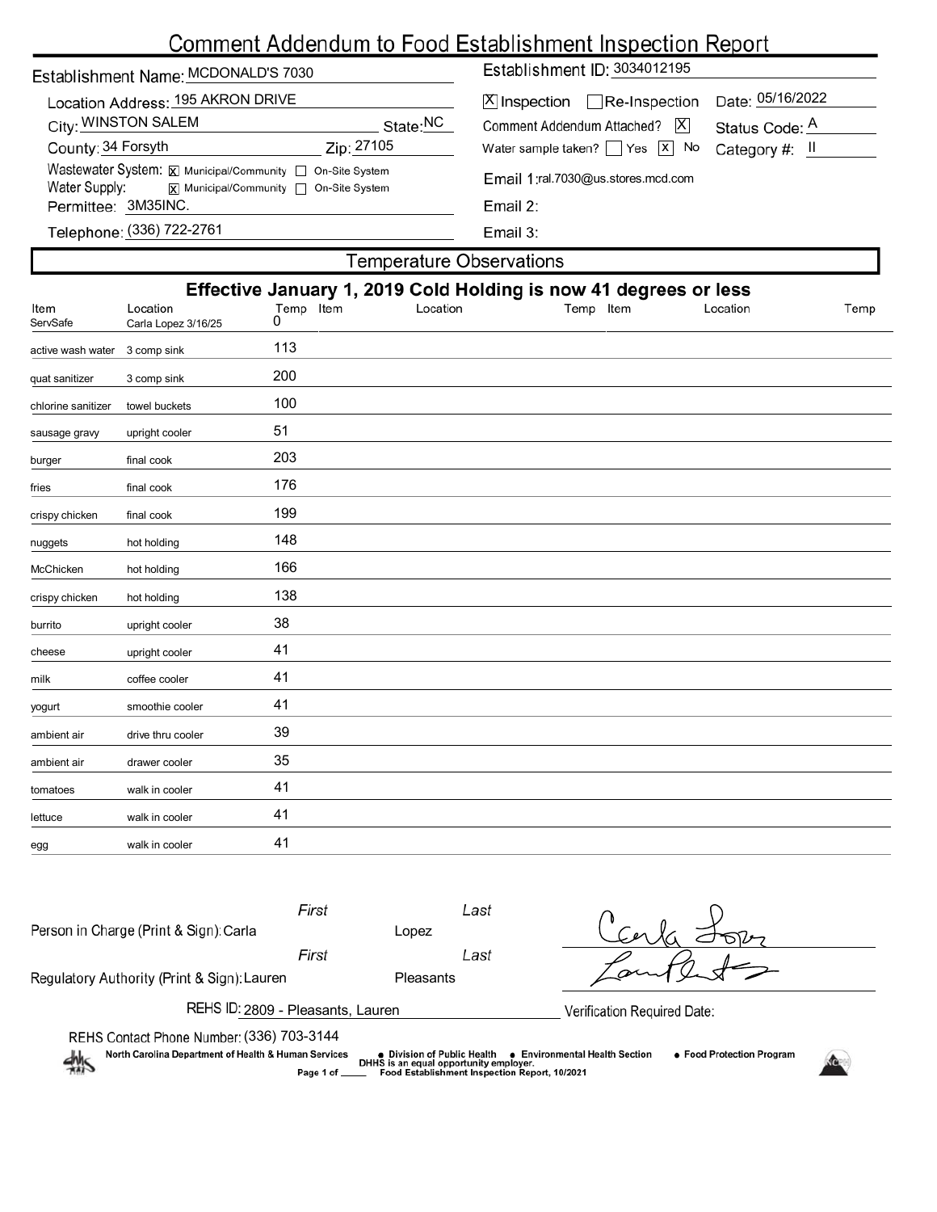# Comment Addendum to Food Establishment Inspection Report

**Establishment Name:** MCDONALD'S 7030

**Establishment ID:** 3034012195

**Location Address:** 195 AKRON DRIVE

**City:** WINSTON SALEM **State:** NC

**County:** 34 Forsyth **Zip:** 27105

**Wastewater System:** [X] Municipal/Community [ ] On-Site System

**Water Supply:** [X] Municipal/Community [ ] On-Site System

**Permittee:** 3M35INC.

**Telephone:** (336) 722-2761

[X] Inspection [ ] Re-Inspection **Date:** 05/16/2022

**Comment Addendum Attached?** [X] **Status Code:** A

**Water sample taken?** [ ] Yes [X] No **Category #:** II

**Email 1:** ral.7030@us.stores.mcd.com

**Email 2:**

**Email 3:**

## Temperature Observations

**Effective January 1, 2019 Cold Holding is now 41 degrees or less**

| Item | Location | Temp | Item | Location | Temp | Item | Location | Temp |
|---|---|---|---|---|---|---|---|---|
| ServSafe | Carla Lopez 3/16/25 | 0 | | | | | | |
| active wash water | 3 comp sink | 113 | | | | | | |
| quat sanitizer | 3 comp sink | 200 | | | | | | |
| chlorine sanitizer | towel buckets | 100 | | | | | | |
| sausage gravy | upright cooler | 51 | | | | | | |
| burger | final cook | 203 | | | | | | |
| fries | final cook | 176 | | | | | | |
| crispy chicken | final cook | 199 | | | | | | |
| nuggets | hot holding | 148 | | | | | | |
| McChicken | hot holding | 166 | | | | | | |
| crispy chicken | hot holding | 138 | | | | | | |
| burrito | upright cooler | 38 | | | | | | |
| cheese | upright cooler | 41 | | | | | | |
| milk | coffee cooler | 41 | | | | | | |
| yogurt | smoothie cooler | 41 | | | | | | |
| ambient air | drive thru cooler | 39 | | | | | | |
| ambient air | drawer cooler | 35 | | | | | | |
| tomatoes | walk in cooler | 41 | | | | | | |
| lettuce | walk in cooler | 41 | | | | | | |
| egg | walk in cooler | 41 | | | | | | |

**Person in Charge (Print & Sign):** First: Carla Last: Lopez

**Regulatory Authority (Print & Sign):** First: Lauren Last: Pleasants

**REHS ID:** 2809 - Pleasants, Lauren

**Verification Required Date:**

**REHS Contact Phone Number:** (336) 703-3144

North Carolina Department of Health & Human Services • Division of Public Health • Environmental Health Section • Food Protection Program

DHHS is an equal opportunity employer.

Food Establishment Inspection Report, 10/2021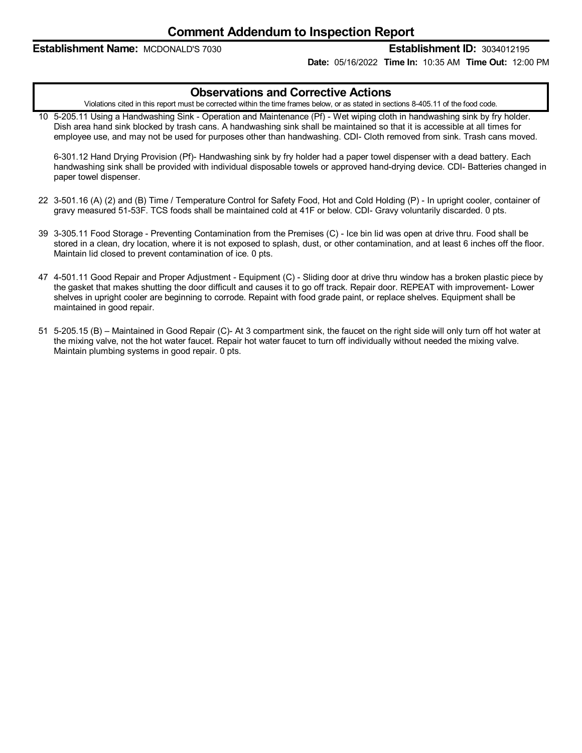# Comment Addendum to Inspection Report

**Establishment Name:** MCDONALD'S 7030 **Establishment ID:** 3034012195

**Date:** 05/16/2022 **Time In:** 10:35 AM **Time Out:** 12:00 PM

## Observations and Corrective Actions

Violations cited in this report must be corrected within the time frames below, or as stated in sections 8-405.11 of the food code.

10 5-205.11 Using a Handwashing Sink - Operation and Maintenance (Pf) - Wet wiping cloth in handwashing sink by fry holder. Dish area hand sink blocked by trash cans. A handwashing sink shall be maintained so that it is accessible at all times for employee use, and may not be used for purposes other than handwashing. CDI- Cloth removed from sink. Trash cans moved.

6-301.12 Hand Drying Provision (Pf)- Handwashing sink by fry holder had a paper towel dispenser with a dead battery. Each handwashing sink shall be provided with individual disposable towels or approved hand-drying device. CDI- Batteries changed in paper towel dispenser.

22 3-501.16 (A) (2) and (B) Time / Temperature Control for Safety Food, Hot and Cold Holding (P) - In upright cooler, container of gravy measured 51-53F. TCS foods shall be maintained cold at 41F or below. CDI- Gravy voluntarily discarded. 0 pts.

39 3-305.11 Food Storage - Preventing Contamination from the Premises (C) - Ice bin lid was open at drive thru. Food shall be stored in a clean, dry location, where it is not exposed to splash, dust, or other contamination, and at least 6 inches off the floor. Maintain lid closed to prevent contamination of ice. 0 pts.

47 4-501.11 Good Repair and Proper Adjustment - Equipment (C) - Sliding door at drive thru window has a broken plastic piece by the gasket that makes shutting the door difficult and causes it to go off track. Repair door. REPEAT with improvement- Lower shelves in upright cooler are beginning to corrode. Repaint with food grade paint, or replace shelves. Equipment shall be maintained in good repair.

51 5-205.15 (B) – Maintained in Good Repair (C)- At 3 compartment sink, the faucet on the right side will only turn off hot water at the mixing valve, not the hot water faucet. Repair hot water faucet to turn off individually without needed the mixing valve. Maintain plumbing systems in good repair. 0 pts.